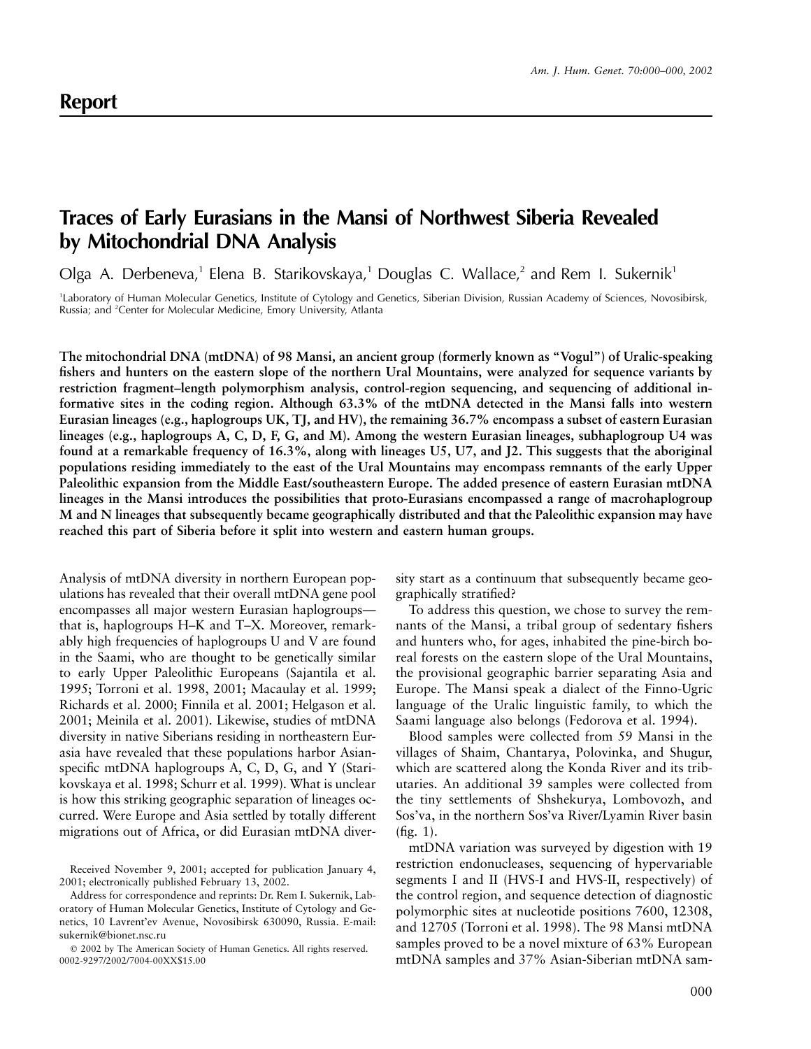**Report**

# Traces of Early Eurasians in the Mansi of Northwest Siberia Revealed by Mitochondrial DNA Analysis

Olga A. Derbeneva,[1] Elena B. Starikovskaya,[1] Douglas C. Wallace,[2] and Rem I. Sukernik[1]

[1]Laboratory of Human Molecular Genetics, Institute of Cytology and Genetics, Siberian Division, Russian Academy of Sciences, Novosibirsk, Russia; and [2]Center for Molecular Medicine, Emory University, Atlanta

**The mitochondrial DNA (mtDNA) of 98 Mansi, an ancient group (formerly known as "Vogul") of Uralic-speaking fishers and hunters on the eastern slope of the northern Ural Mountains, were analyzed for sequence variants by restriction fragment–length polymorphism analysis, control-region sequencing, and sequencing of additional informative sites in the coding region. Although 63.3% of the mtDNA detected in the Mansi falls into western Eurasian lineages (e.g., haplogroups UK, TJ, and HV), the remaining 36.7% encompass a subset of eastern Eurasian lineages (e.g., haplogroups A, C, D, F, G, and M). Among the western Eurasian lineages, subhaplogroup U4 was found at a remarkable frequency of 16.3%, along with lineages U5, U7, and J2. This suggests that the aboriginal populations residing immediately to the east of the Ural Mountains may encompass remnants of the early Upper Paleolithic expansion from the Middle East/southeastern Europe. The added presence of eastern Eurasian mtDNA lineages in the Mansi introduces the possibilities that proto-Eurasians encompassed a range of macrohaplogroup M and N lineages that subsequently became geographically distributed and that the Paleolithic expansion may have reached this part of Siberia before it split into western and eastern human groups.**

Analysis of mtDNA diversity in northern European populations has revealed that their overall mtDNA gene pool encompasses all major western Eurasian haplogroups—that is, haplogroups H–K and T–X. Moreover, remarkably high frequencies of haplogroups U and V are found in the Saami, who are thought to be genetically similar to early Upper Paleolithic Europeans (Sajantila et al. 1995; Torroni et al. 1998, 2001; Macaulay et al. 1999; Richards et al. 2000; Finnila et al. 2001; Helgason et al. 2001; Meinila et al. 2001). Likewise, studies of mtDNA diversity in native Siberians residing in northeastern Eurasia have revealed that these populations harbor Asian-specific mtDNA haplogroups A, C, D, G, and Y (Starikovskaya et al. 1998; Schurr et al. 1999). What is unclear is how this striking geographic separation of lineages occurred. Were Europe and Asia settled by totally different migrations out of Africa, or did Eurasian mtDNA diversity start as a continuum that subsequently became geographically stratified?

To address this question, we chose to survey the remnants of the Mansi, a tribal group of sedentary fishers and hunters who, for ages, inhabited the pine-birch boreal forests on the eastern slope of the Ural Mountains, the provisional geographic barrier separating Asia and Europe. The Mansi speak a dialect of the Finno-Ugric language of the Uralic linguistic family, to which the Saami language also belongs (Fedorova et al. 1994).

Blood samples were collected from 59 Mansi in the villages of Shaim, Chantarya, Polovinka, and Shugur, which are scattered along the Konda River and its tributaries. An additional 39 samples were collected from the tiny settlements of Shshekurya, Lombovozh, and Sos'va, in the northern Sos'va River/Lyamin River basin (fig. 1).

mtDNA variation was surveyed by digestion with 19 restriction endonucleases, sequencing of hypervariable segments I and II (HVS-I and HVS-II, respectively) of the control region, and sequence detection of diagnostic polymorphic sites at nucleotide positions 7600, 12308, and 12705 (Torroni et al. 1998). The 98 Mansi mtDNA samples proved to be a novel mixture of 63% European mtDNA samples and 37% Asian-Siberian mtDNA sam-

Received November 9, 2001; accepted for publication January 4, 2001; electronically published February 13, 2002.

Address for correspondence and reprints: Dr. Rem I. Sukernik, Laboratory of Human Molecular Genetics, Institute of Cytology and Genetics, 10 Lavrent'ev Avenue, Novosibirsk 630090, Russia. E-mail: sukernik@bionet.nsc.ru

© 2002 by The American Society of Human Genetics. All rights reserved. 0002-9297/2002/7004-00XX$15.00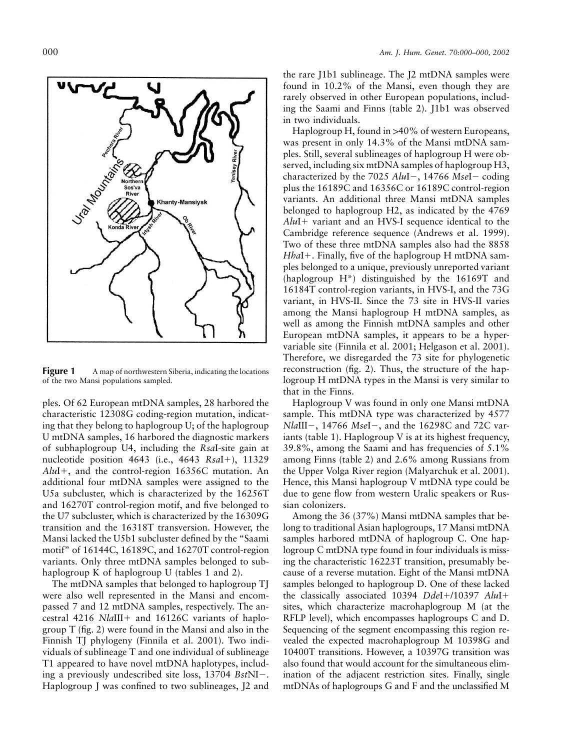**Figure 1** A map of northwestern Siberia, indicating the locations of the two Mansi populations sampled.

ples. Of 62 European mtDNA samples, 28 harbored the characteristic 12308G coding-region mutation, indicating that they belong to haplogroup U; of the haplogroup U mtDNA samples, 16 harbored the diagnostic markers of subhaplogroup U4, including the *Rsa*I-site gain at nucleotide position 4643 (i.e., 4643 *Rsa*I+), 11329 *Alu*I+, and the control-region 16356C mutation. An additional four mtDNA samples were assigned to the U5a subcluster, which is characterized by the 16256T and 16270T control-region motif, and five belonged to the U7 subcluster, which is characterized by the 16309G transition and the 16318T transversion. However, the Mansi lacked the U5b1 subcluster defined by the "Saami motif" of 16144C, 16189C, and 16270T control-region variants. Only three mtDNA samples belonged to subhaplogroup K of haplogroup U (tables 1 and 2).

The mtDNA samples that belonged to haplogroup TJ were also well represented in the Mansi and encompassed 7 and 12 mtDNA samples, respectively. The ancestral 4216 *Nla*III+ and 16126C variants of haplogroup T (fig. 2) were found in the Mansi and also in the Finnish TJ phylogeny (Finnila et al. 2001). Two individuals of sublineage T and one individual of sublineage T1 appeared to have novel mtDNA haplotypes, including a previously undescribed site loss, 13704 *Bst*NI−. Haplogroup J was confined to two sublineages, J2 and the rare J1b1 sublineage. The J2 mtDNA samples were found in 10.2% of the Mansi, even though they are rarely observed in other European populations, including the Saami and Finns (table 2). J1b1 was observed in two individuals.

Haplogroup H, found in >40% of western Europeans, was present in only 14.3% of the Mansi mtDNA samples. Still, several sublineages of haplogroup H were observed, including six mtDNA samples of haplogroup H3, characterized by the 7025 *Alu*I−, 14766 *Mse*I− coding plus the 16189C and 16356C or 16189C control-region variants. An additional three Mansi mtDNA samples belonged to haplogroup H2, as indicated by the 4769 *Alu*I+ variant and an HVS-I sequence identical to the Cambridge reference sequence (Andrews et al. 1999). Two of these three mtDNA samples also had the 8858 *Hha*I+. Finally, five of the haplogroup H mtDNA samples belonged to a unique, previously unreported variant (haplogroup H*) distinguished by the 16169T and 16184T control-region variants, in HVS-I, and the 73G variant, in HVS-II. Since the 73 site in HVS-II varies among the Mansi haplogroup H mtDNA samples, as well as among the Finnish mtDNA samples and other European mtDNA samples, it appears to be a hypervariable site (Finnila et al. 2001; Helgason et al. 2001). Therefore, we disregarded the 73 site for phylogenetic reconstruction (fig. 2). Thus, the structure of the haplogroup H mtDNA types in the Mansi is very similar to that in the Finns.

Haplogroup V was found in only one Mansi mtDNA sample. This mtDNA type was characterized by 4577 *Nla*III−, 14766 *Mse*I−, and the 16298C and 72C variants (table 1). Haplogroup V is at its highest frequency, 39.8%, among the Saami and has frequencies of 5.1% among Finns (table 2) and 2.6% among Russians from the Upper Volga River region (Malyarchuk et al. 2001). Hence, this Mansi haplogroup V mtDNA type could be due to gene flow from western Uralic speakers or Russian colonizers.

Among the 36 (37%) Mansi mtDNA samples that belong to traditional Asian haplogroups, 17 Mansi mtDNA samples harbored mtDNA of haplogroup C. One haplogroup C mtDNA type found in four individuals is missing the characteristic 16223T transition, presumably because of a reverse mutation. Eight of the Mansi mtDNA samples belonged to haplogroup D. One of these lacked the classically associated 10394 *Dde*I+/10397 *Alu*I+ sites, which characterize macrohaplogroup M (at the RFLP level), which encompasses haplogroups C and D. Sequencing of the segment encompassing this region revealed the expected macrohaplogroup M 10398G and 10400T transitions. However, a 10397G transition was also found that would account for the simultaneous elimination of the adjacent restriction sites. Finally, single mtDNAs of haplogroups G and F and the unclassified M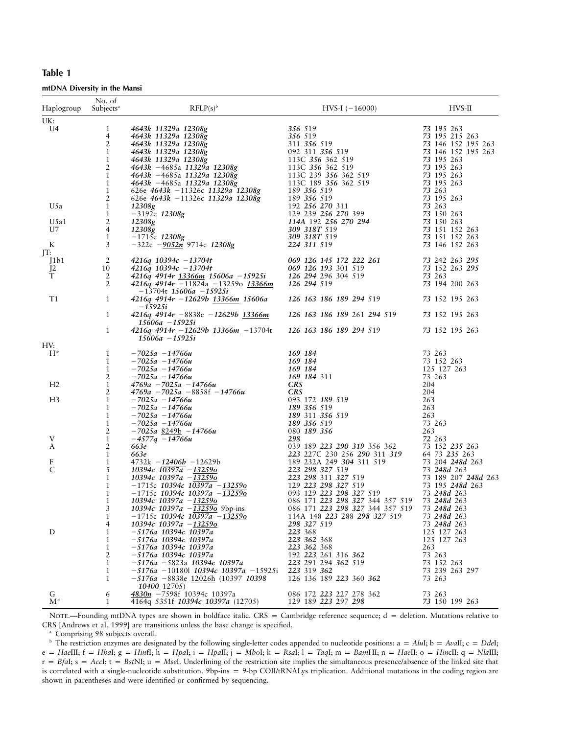**Table 1**

**mtDNA Diversity in the Mansi**

| Haplogroup | No. of Subjects[a] | RFLP(s)[b] | HVS-I (−16000) | HVS-II |
|---|---|---|---|---|
| UK: | | | | |
| U4 | 1 | ***4643k 11329a 12308g*** | ***356*** 519 | ***73*** 195 263 |
| | 4 | ***4643k 11329a 12308g*** | ***356*** 519 | ***73*** 195 215 263 |
| | 2 | ***4643k 11329a 12308g*** | 311 ***356*** 519 | ***73*** 146 152 195 263 |
| | 1 | ***4643k 11329a 12308g*** | 092 311 ***356*** 519 | ***73*** 146 152 195 263 |
| | 1 | ***4643k 11329a 12308g*** | 113C ***356*** 362 519 | ***73*** 195 263 |
| | 2 | ***4643k*** −4685a ***11329a 12308g*** | 113C ***356*** 362 519 | ***73*** 195 263 |
| | 1 | ***4643k*** −4685a ***11329a 12308g*** | 113C 239 ***356*** 362 519 | ***73*** 195 263 |
| | 1 | ***4643k*** −4685a ***11329a 12308g*** | 113C 189 ***356*** 362 519 | ***73*** 195 263 |
| | 1 | 626e ***4643k*** −11326c ***11329a 12308g*** | 189 ***356*** 519 | ***73*** 263 |
| | 2 | 626e ***4643k*** −11326c ***11329a 12308g*** | 189 ***356*** 519 | ***73*** 195 263 |
| U5a | 1 | ***12308g*** | 192 ***256 270*** 311 | ***73*** 263 |
| | 1 | −3192c ***12308g*** | 129 239 ***256 270*** 399 | ***73*** 150 263 |
| U5a1 | 2 | ***12308g*** | ***114A*** 192 ***256 270 294*** | ***73*** 150 263 |
| U7 | 4 | ***12308g*** | ***309 318T*** 519 | ***73*** 151 152 263 |
| | 1 | −1715c ***12308g*** | ***309 318T*** 519 | ***73*** 151 152 263 |
| K | 3 | −322e −***9052n*** 9714e ***12308g*** | ***224 311*** 519 | ***73*** 146 152 263 |
| JT: | | | | |
| J1b1 | 2 | ***4216q 10394c −13704t*** | ***069 126 145 172 222 261*** | ***73*** 242 263 ***295*** |
| J2 | 10 | ***4216q 10394c −13704t*** | ***069 126 193*** 301 519 | ***73*** 152 263 ***295*** |
| T | 2 | ***4216q 4914r 13366m 15606a −15925i*** | ***126 294*** 296 304 519 | ***73*** 263 |
| | 2 | ***4216q 4914r*** −11824a −13259o ***13366m*** −13704t ***15606a −15925i*** | ***126 294*** 519 | ***73*** 194 200 263 |
| T1 | 1 | ***4216q 4914r −12629b 13366m 15606a −15925i*** | ***126 163 186 189 294*** 519 | ***73*** 152 195 263 |
| | 1 | ***4216q 4914r*** −8838e ***−12629b 13366m 15606a −15925i*** | ***126 163 186 189*** 261 ***294*** 519 | ***73*** 152 195 263 |
| | 1 | ***4216q 4914r −12629b 13366m*** −13704t ***15606a −15925i*** | ***126 163 186 189 294*** 519 | ***73*** 152 195 263 |
| HV: | | | | |
| H* | 1 | ***−7025a −14766u*** | ***169 184*** | 73 263 |
| | 1 | ***−7025a −14766u*** | ***169 184*** | 73 152 263 |
| | 1 | ***−7025a −14766u*** | ***169 184*** | 125 127 263 |
| | 2 | ***−7025a −14766u*** | ***169 184*** 311 | 73 263 |
| H2 | 1 | ***4769a −7025a −14766u*** | ***CRS*** | 204 |
| | 2 | ***4769a −7025a*** −8858f ***−14766u*** | ***CRS*** | 204 |
| H3 | 1 | ***−7025a −14766u*** | 093 172 ***189*** 519 | 263 |
| | 1 | ***−7025a −14766u*** | ***189 356*** 519 | 263 |
| | 1 | ***−7025a −14766u*** | ***189*** 311 ***356*** 519 | 263 |
| | 1 | ***−7025a −14766u*** | ***189 356*** 519 | 73 263 |
| | 2 | ***−7025a*** 8249b ***−14766u*** | 080 ***189 356*** | 263 |
| V | 1 | ***−4577q −14766u*** | ***298*** | ***72*** 263 |
| A | 2 | ***663e*** | 039 189 ***223 290 319*** 356 362 | 73 152 ***235*** 263 |
| | 1 | ***663e*** | ***223*** 227C 230 256 ***290*** 311 ***319*** | 64 73 ***235*** 263 |
| F | 1 | 4732k −***12406h*** −12629b | 189 232A 249 ***304*** 311 519 | 73 204 ***248d*** 263 |
| C | 5 | ***10394c 10397a −13259o*** | ***223 298 327*** 519 | 73 ***248d*** 263 |
| | 1 | ***10394c 10397a −13259o*** | ***223 298*** 311 ***327*** 519 | 73 189 207 ***248d*** 263 |
| | 1 | −1715c ***10394c 10397a −13259o*** | 129 ***223 298 327*** 519 | 73 195 ***248d*** 263 |
| | 1 | −1715c ***10394c 10397a −13259o*** | 093 129 ***223 298 327*** 519 | 73 ***248d*** 263 |
| | 1 | ***10394c 10397a −13259o*** | 086 171 ***223 298 327*** 344 357 519 | 73 ***248d*** 263 |
| | 3 | ***10394c 10397a −13259o*** 9bp-ins | 086 171 ***223 298 327*** 344 357 519 | 73 ***248d*** 263 |
| | 1 | −1715c ***10394c 10397a −13259o*** | 114A 148 ***223*** 288 ***298 327*** 519 | 73 ***248d*** 263 |
| | 4 | ***10394c 10397a −13259o*** | ***298 327*** 519 | 73 ***248d*** 263 |
| D | 1 | ***−5176a 10394c 10397a*** | ***223*** 368 | 125 127 263 |
| | 1 | ***−5176a 10394c 10397a*** | ***223 362*** 368 | 125 127 263 |
| | 1 | ***−5176a 10394c 10397a*** | ***223 362*** 368 | 263 |
| | 2 | ***−5176a 10394c 10397a*** | 192 ***223*** 261 316 ***362*** | 73 263 |
| | 1 | ***−5176a*** −5823a ***10394c 10397a*** | ***223*** 291 294 ***362*** 519 | 73 152 263 |
| | 1 | ***−5176a*** −10180l ***10394c 10397a*** −15925i | ***223*** 319 ***362*** | 73 239 263 297 |
| | 1 | ***−5176a*** −8838e 12026h (10397 ***10398 10400*** 12705) | 126 136 189 ***223*** 360 ***362*** | 73 263 |
| G | 6 | ***4830n*** −7598f 10394c 10397a | 086 172 ***223*** 227 278 362 | 73 263 |
| M* | 1 | 4164q 5351f ***10394c 10397a*** (12705) | 129 189 ***223*** 297 ***298*** | ***73*** 150 199 263 |

NOTE.—Founding mtDNA types are shown in boldface italic. CRS = Cambridge reference sequence; d = deletion. Mutations relative to CRS [Andrews et al. 1999] are transitions unless the base change is specified.

[a] Comprising 98 subjects overall.

[b] The restriction enzymes are designated by the following single-letter codes appended to nucleotide positions: a = *Alu*I; b = *Ava*II; c = *Dde*I; e = *Hae*III; f = *Hha*I; g = *Hin*fI; h = *Hpa*I; i = *Hpa*II; j = *Mbo*I; k = *Rsa*I; l = *Taq*I; m = *Bam*HI; n = *Hae*II; o = *Hin*cII; q = *Nla*III; r = *Bfa*I; s = *Acc*I; t = *Bst*NI; u = *Mse*I. Underlining of the restriction site implies the simultaneous presence/absence of the linked site that is correlated with a single-nucleotide substitution. 9bp-ins = 9-bp COII/tRNALys triplication. Additional mutations in the coding region are shown in parentheses and were identified or confirmed by sequencing.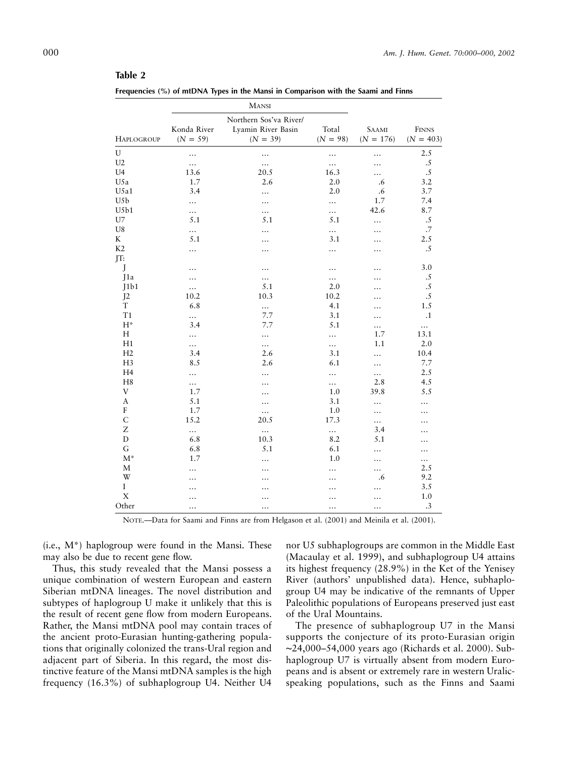**Table 2**

**Frequencies (%) of mtDNA Types in the Mansi in Comparison with the Saami and Finns**

| HAPLOGROUP | MANSI | | | SAAMI | FINNS |
|---|---|---|---|---|---|
| | Konda River (N = 59) | Northern Sos'va River/ Lyamin River Basin (N = 39) | Total (N = 98) | (N = 176) | (N = 403) |
| U | … | … | … | … | 2.5 |
| U2 | … | … | … | … | .5 |
| U4 | 13.6 | 20.5 | 16.3 | … | .5 |
| U5a | 1.7 | 2.6 | 2.0 | .6 | 3.2 |
| U5a1 | 3.4 | … | 2.0 | .6 | 3.7 |
| U5b | … | … | … | 1.7 | 7.4 |
| U5b1 | … | … | … | 42.6 | 8.7 |
| U7 | 5.1 | 5.1 | 5.1 | … | .5 |
| U8 | … | … | … | … | .7 |
| K | 5.1 | … | 3.1 | … | 2.5 |
| K2 | … | … | … | … | .5 |
| JT: | | | | | |
| J | … | … | … | … | 3.0 |
| J1a | … | … | … | … | .5 |
| J1b1 | … | 5.1 | 2.0 | … | .5 |
| J2 | 10.2 | 10.3 | 10.2 | … | .5 |
| T | 6.8 | … | 4.1 | … | 1.5 |
| T1 | … | 7.7 | 3.1 | … | .1 |
| H* | 3.4 | 7.7 | 5.1 | … | … |
| H | … | … | … | 1.7 | 13.1 |
| H1 | … | … | … | 1.1 | 2.0 |
| H2 | 3.4 | 2.6 | 3.1 | … | 10.4 |
| H3 | 8.5 | 2.6 | 6.1 | … | 7.7 |
| H4 | … | … | … | … | 2.5 |
| H8 | … | … | … | 2.8 | 4.5 |
| V | 1.7 | … | 1.0 | 39.8 | 5.5 |
| A | 5.1 | … | 3.1 | … | … |
| F | 1.7 | … | 1.0 | … | … |
| C | 15.2 | 20.5 | 17.3 | … | … |
| Z | … | … | … | 3.4 | … |
| D | 6.8 | 10.3 | 8.2 | 5.1 | … |
| G | 6.8 | 5.1 | 6.1 | … | … |
| M* | 1.7 | … | 1.0 | … | … |
| M | … | … | … | … | 2.5 |
| W | … | … | … | .6 | 9.2 |
| I | … | … | … | … | 3.5 |
| X | … | … | … | … | 1.0 |
| Other | … | … | … | … | .3 |

NOTE.—Data for Saami and Finns are from Helgason et al. (2001) and Meinila et al. (2001).

(i.e., M*) haplogroup were found in the Mansi. These may also be due to recent gene flow.

Thus, this study revealed that the Mansi possess a unique combination of western European and eastern Siberian mtDNA lineages. The novel distribution and subtypes of haplogroup U make it unlikely that this is the result of recent gene flow from modern Europeans. Rather, the Mansi mtDNA pool may contain traces of the ancient proto-Eurasian hunting-gathering populations that originally colonized the trans-Ural region and adjacent part of Siberia. In this regard, the most distinctive feature of the Mansi mtDNA samples is the high frequency (16.3%) of subhaplogroup U4. Neither U4 nor U5 subhaplogroups are common in the Middle East (Macaulay et al. 1999), and subhaplogroup U4 attains its highest frequency (28.9%) in the Ket of the Yenisey River (authors' unpublished data). Hence, subhaplogroup U4 may be indicative of the remnants of Upper Paleolithic populations of Europeans preserved just east of the Ural Mountains.

The presence of subhaplogroup U7 in the Mansi supports the conjecture of its proto-Eurasian origin ~24,000–54,000 years ago (Richards et al. 2000). Subhaplogroup U7 is virtually absent from modern Europeans and is absent or extremely rare in western Uralic-speaking populations, such as the Finns and Saami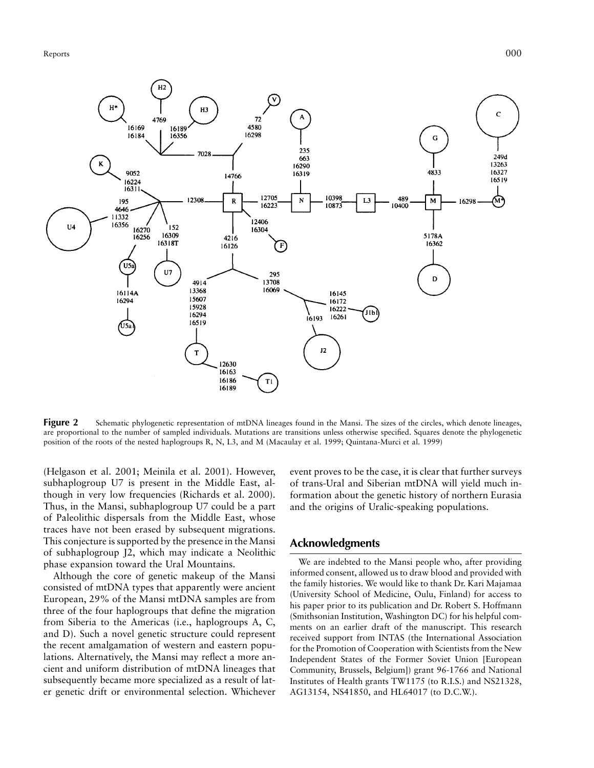**Figure 2** Schematic phylogenetic representation of mtDNA lineages found in the Mansi. The sizes of the circles, which denote lineages, are proportional to the number of sampled individuals. Mutations are transitions unless otherwise specified. Squares denote the phylogenetic position of the roots of the nested haplogroups R, N, L3, and M (Macaulay et al. 1999; Quintana-Murci et al. 1999)

(Helgason et al. 2001; Meinila et al. 2001). However, subhaplogroup U7 is present in the Middle East, although in very low frequencies (Richards et al. 2000). Thus, in the Mansi, subhaplogroup U7 could be a part of Paleolithic dispersals from the Middle East, whose traces have not been erased by subsequent migrations. This conjecture is supported by the presence in the Mansi of subhaplogroup J2, which may indicate a Neolithic phase expansion toward the Ural Mountains.

Although the core of genetic makeup of the Mansi consisted of mtDNA types that apparently were ancient European, 29% of the Mansi mtDNA samples are from three of the four haplogroups that define the migration from Siberia to the Americas (i.e., haplogroups A, C, and D). Such a novel genetic structure could represent the recent amalgamation of western and eastern populations. Alternatively, the Mansi may reflect a more ancient and uniform distribution of mtDNA lineages that subsequently became more specialized as a result of later genetic drift or environmental selection. Whichever event proves to be the case, it is clear that further surveys of trans-Ural and Siberian mtDNA will yield much information about the genetic history of northern Eurasia and the origins of Uralic-speaking populations.

## Acknowledgments

We are indebted to the Mansi people who, after providing informed consent, allowed us to draw blood and provided with the family histories. We would like to thank Dr. Kari Majamaa (University School of Medicine, Oulu, Finland) for access to his paper prior to its publication and Dr. Robert S. Hoffmann (Smithsonian Institution, Washington DC) for his helpful comments on an earlier draft of the manuscript. This research received support from INTAS (the International Association for the Promotion of Cooperation with Scientists from the New Independent States of the Former Soviet Union [European Community, Brussels, Belgium]) grant 96-1766 and National Institutes of Health grants TW1175 (to R.I.S.) and NS21328, AG13154, NS41850, and HL64017 (to D.C.W.).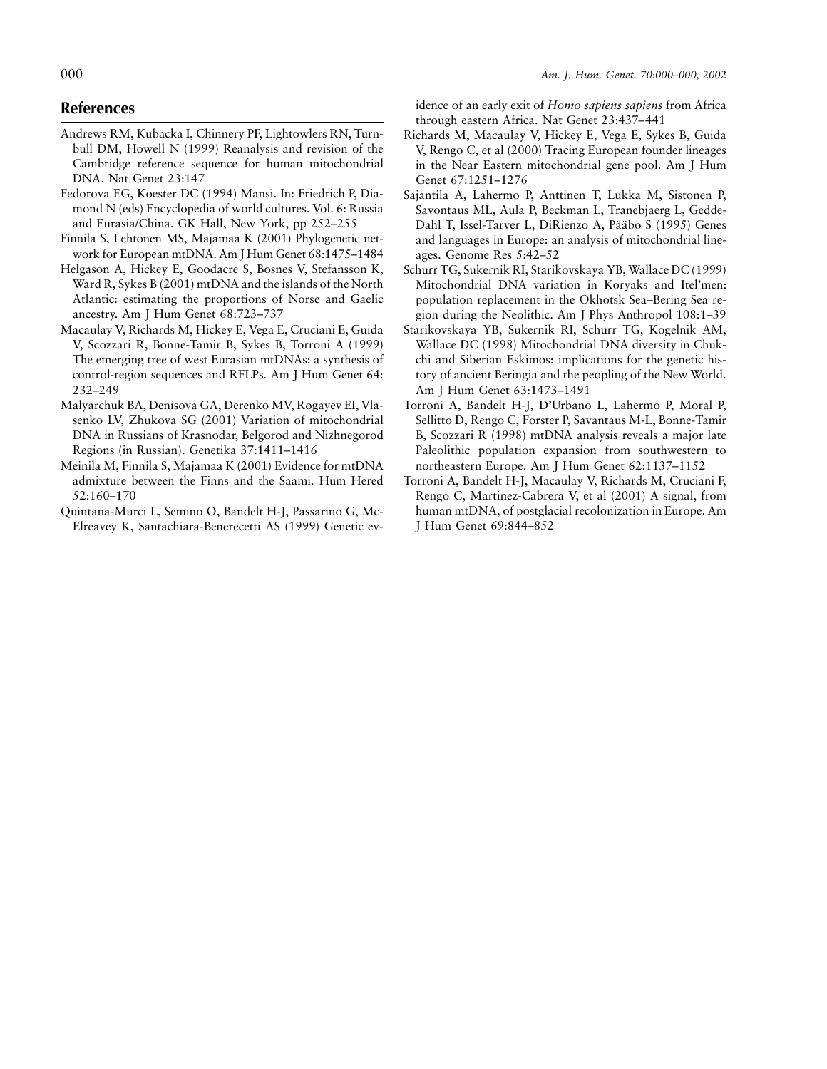## References

Andrews RM, Kubacka I, Chinnery PF, Lightowlers RN, Turnbull DM, Howell N (1999) Reanalysis and revision of the Cambridge reference sequence for human mitochondrial DNA. Nat Genet 23:147

Fedorova EG, Koester DC (1994) Mansi. In: Friedrich P, Diamond N (eds) Encyclopedia of world cultures. Vol. 6: Russia and Eurasia/China. GK Hall, New York, pp 252–255

Finnila S, Lehtonen MS, Majamaa K (2001) Phylogenetic network for European mtDNA. Am J Hum Genet 68:1475–1484

Helgason A, Hickey E, Goodacre S, Bosnes V, Stefansson K, Ward R, Sykes B (2001) mtDNA and the islands of the North Atlantic: estimating the proportions of Norse and Gaelic ancestry. Am J Hum Genet 68:723–737

Macaulay V, Richards M, Hickey E, Vega E, Cruciani E, Guida V, Scozzari R, Bonne-Tamir B, Sykes B, Torroni A (1999) The emerging tree of west Eurasian mtDNAs: a synthesis of control-region sequences and RFLPs. Am J Hum Genet 64: 232–249

Malyarchuk BA, Denisova GA, Derenko MV, Rogayev EI, Vlasenko LV, Zhukova SG (2001) Variation of mitochondrial DNA in Russians of Krasnodar, Belgorod and Nizhnegorod Regions (in Russian). Genetika 37:1411–1416

Meinila M, Finnila S, Majamaa K (2001) Evidence for mtDNA admixture between the Finns and the Saami. Hum Hered 52:160–170

Quintana-Murci L, Semino O, Bandelt H-J, Passarino G, McElreavey K, Santachiara-Benerecetti AS (1999) Genetic evidence of an early exit of *Homo sapiens sapiens* from Africa through eastern Africa. Nat Genet 23:437–441

Richards M, Macaulay V, Hickey E, Vega E, Sykes B, Guida V, Rengo C, et al (2000) Tracing European founder lineages in the Near Eastern mitochondrial gene pool. Am J Hum Genet 67:1251–1276

Sajantila A, Lahermo P, Anttinen T, Lukka M, Sistonen P, Savontaus ML, Aula P, Beckman L, Tranebjaerg L, Gedde-Dahl T, Issel-Tarver L, DiRienzo A, Pääbo S (1995) Genes and languages in Europe: an analysis of mitochondrial lineages. Genome Res 5:42–52

Schurr TG, Sukernik RI, Starikovskaya YB, Wallace DC (1999) Mitochondrial DNA variation in Koryaks and Itel'men: population replacement in the Okhotsk Sea–Bering Sea region during the Neolithic. Am J Phys Anthropol 108:1–39

Starikovskaya YB, Sukernik RI, Schurr TG, Kogelnik AM, Wallace DC (1998) Mitochondrial DNA diversity in Chukchi and Siberian Eskimos: implications for the genetic history of ancient Beringia and the peopling of the New World. Am J Hum Genet 63:1473–1491

Torroni A, Bandelt H-J, D'Urbano L, Lahermo P, Moral P, Sellitto D, Rengo C, Forster P, Savantaus M-L, Bonne-Tamir B, Scozzari R (1998) mtDNA analysis reveals a major late Paleolithic population expansion from southwestern to northeastern Europe. Am J Hum Genet 62:1137–1152

Torroni A, Bandelt H-J, Macaulay V, Richards M, Cruciani F, Rengo C, Martinez-Cabrera V, et al (2001) A signal, from human mtDNA, of postglacial recolonization in Europe. Am J Hum Genet 69:844–852